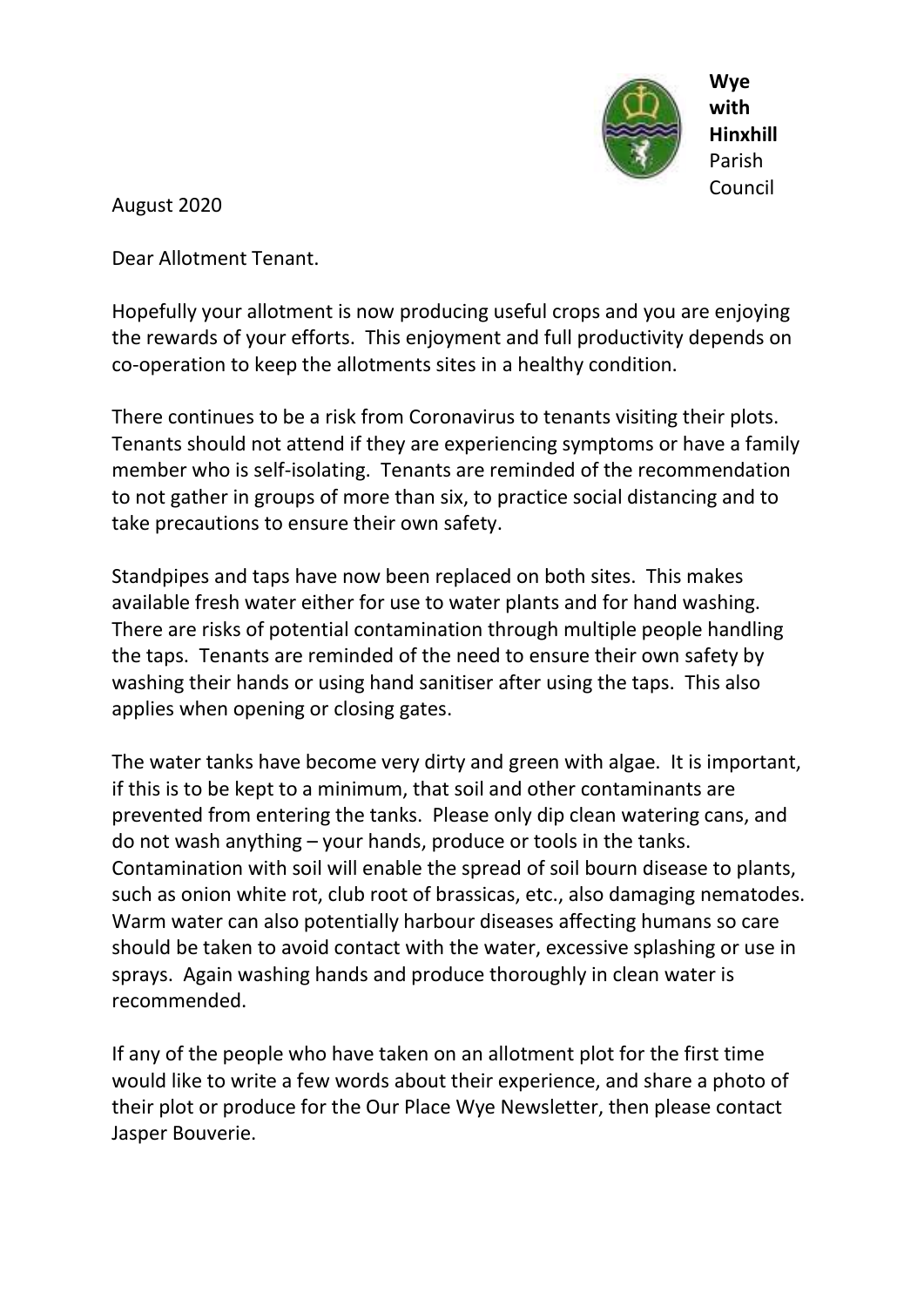**Wye with Hinxhill** Parish Council

August 2020

Dear Allotment Tenant.

Hopefully your allotment is now producing useful crops and you are enjoying the rewards of your efforts. This enjoyment and full productivity depends on co-operation to keep the allotments sites in a healthy condition.

There continues to be a risk from Coronavirus to tenants visiting their plots. Tenants should not attend if they are experiencing symptoms or have a family member who is self-isolating. Tenants are reminded of the recommendation to not gather in groups of more than six, to practice social distancing and to take precautions to ensure their own safety.

Standpipes and taps have now been replaced on both sites. This makes available fresh water either for use to water plants and for hand washing. There are risks of potential contamination through multiple people handling the taps. Tenants are reminded of the need to ensure their own safety by washing their hands or using hand sanitiser after using the taps. This also applies when opening or closing gates.

The water tanks have become very dirty and green with algae. It is important, if this is to be kept to a minimum, that soil and other contaminants are prevented from entering the tanks. Please only dip clean watering cans, and do not wash anything – your hands, produce or tools in the tanks. Contamination with soil will enable the spread of soil bourn disease to plants, such as onion white rot, club root of brassicas, etc., also damaging nematodes. Warm water can also potentially harbour diseases affecting humans so care should be taken to avoid contact with the water, excessive splashing or use in sprays. Again washing hands and produce thoroughly in clean water is recommended.

If any of the people who have taken on an allotment plot for the first time would like to write a few words about their experience, and share a photo of their plot or produce for the Our Place Wye Newsletter, then please contact Jasper Bouverie.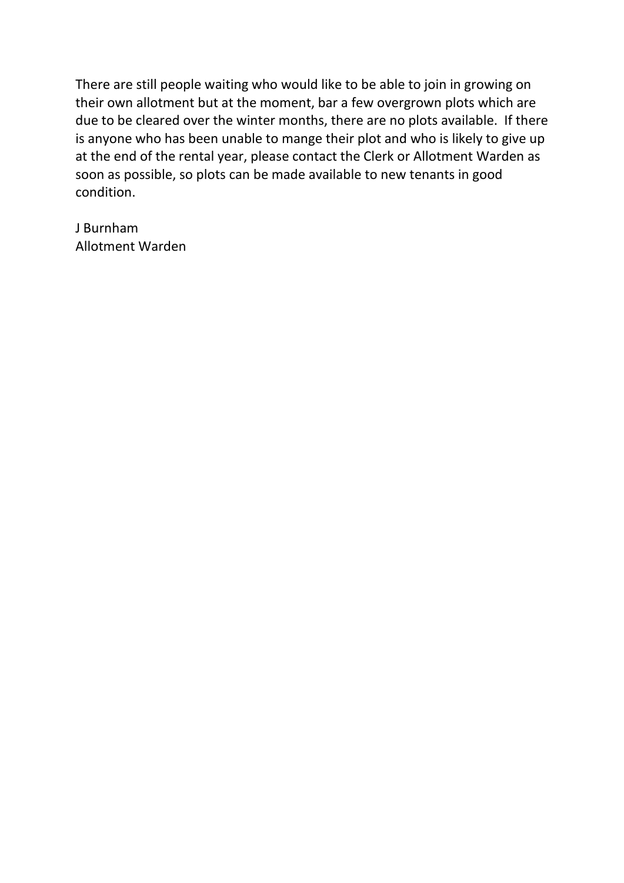There are still people waiting who would like to be able to join in growing on their own allotment but at the moment, bar a few overgrown plots which are due to be cleared over the winter months, there are no plots available. If there is anyone who has been unable to mange their plot and who is likely to give up at the end of the rental year, please contact the Clerk or Allotment Warden as soon as possible, so plots can be made available to new tenants in good condition.

J Burnham
Allotment Warden